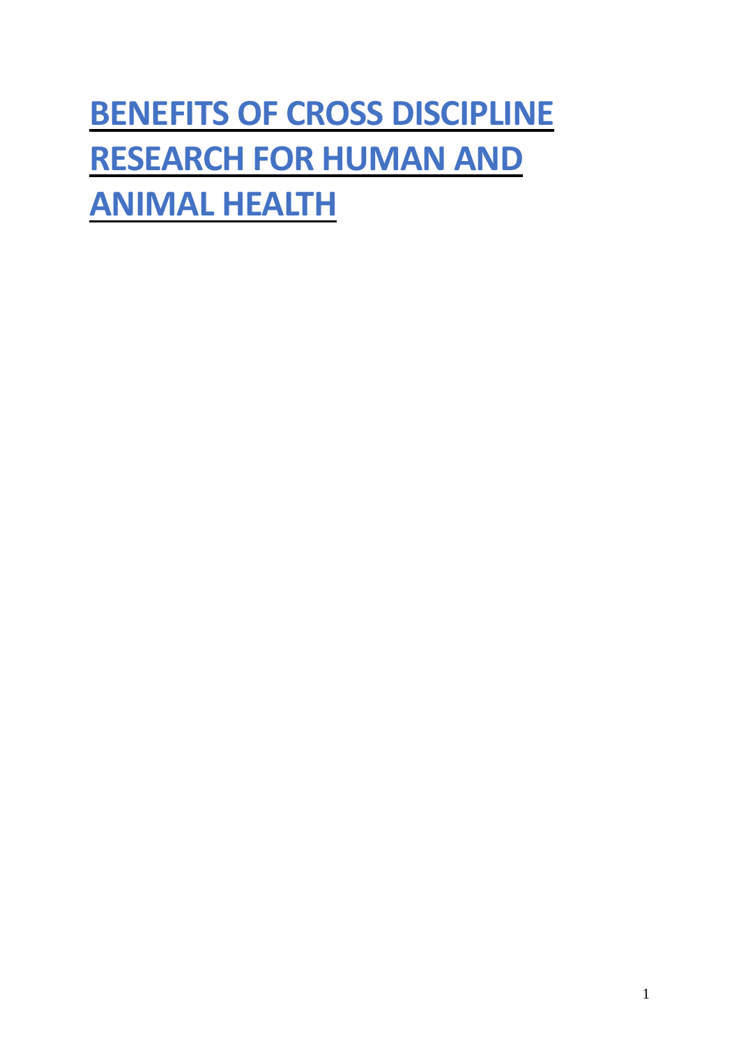# BENEFITS OF CROSS DISCIPLINE RESEARCH FOR HUMAN AND ANIMAL HEALTH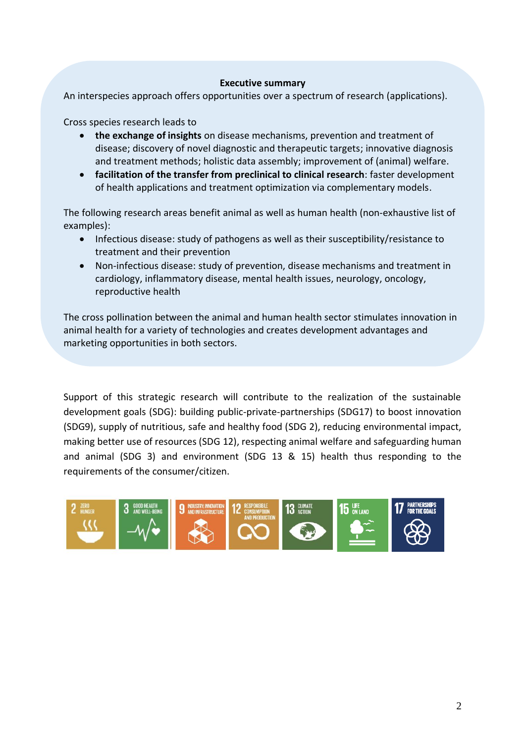## Executive summary

An interspecies approach offers opportunities over a spectrum of research (applications).

Cross species research leads to

- **the exchange of insights** on disease mechanisms, prevention and treatment of disease; discovery of novel diagnostic and therapeutic targets; innovative diagnosis and treatment methods; holistic data assembly; improvement of (animal) welfare.
- **facilitation of the transfer from preclinical to clinical research**: faster development of health applications and treatment optimization via complementary models.

The following research areas benefit animal as well as human health (non-exhaustive list of examples):

- Infectious disease: study of pathogens as well as their susceptibility/resistance to treatment and their prevention
- Non-infectious disease: study of prevention, disease mechanisms and treatment in cardiology, inflammatory disease, mental health issues, neurology, oncology, reproductive health

The cross pollination between the animal and human health sector stimulates innovation in animal health for a variety of technologies and creates development advantages and marketing opportunities in both sectors.

Support of this strategic research will contribute to the realization of the sustainable development goals (SDG): building public-private-partnerships (SDG17) to boost innovation (SDG9), supply of nutritious, safe and healthy food (SDG 2), reducing environmental impact, making better use of resources (SDG 12), respecting animal welfare and safeguarding human and animal (SDG 3) and environment (SDG 13 & 15) health thus responding to the requirements of the consumer/citizen.

2 ZERO HUNGER | 3 GOOD HEALTH AND WELL-BEING | 9 INDUSTRY, INNOVATION AND INFRASTRUCTURE | 12 RESPONSIBLE CONSUMPTION AND PRODUCTION | 13 CLIMATE ACTION | 15 LIFE ON LAND | 17 PARTNERSHIPS FOR THE GOALS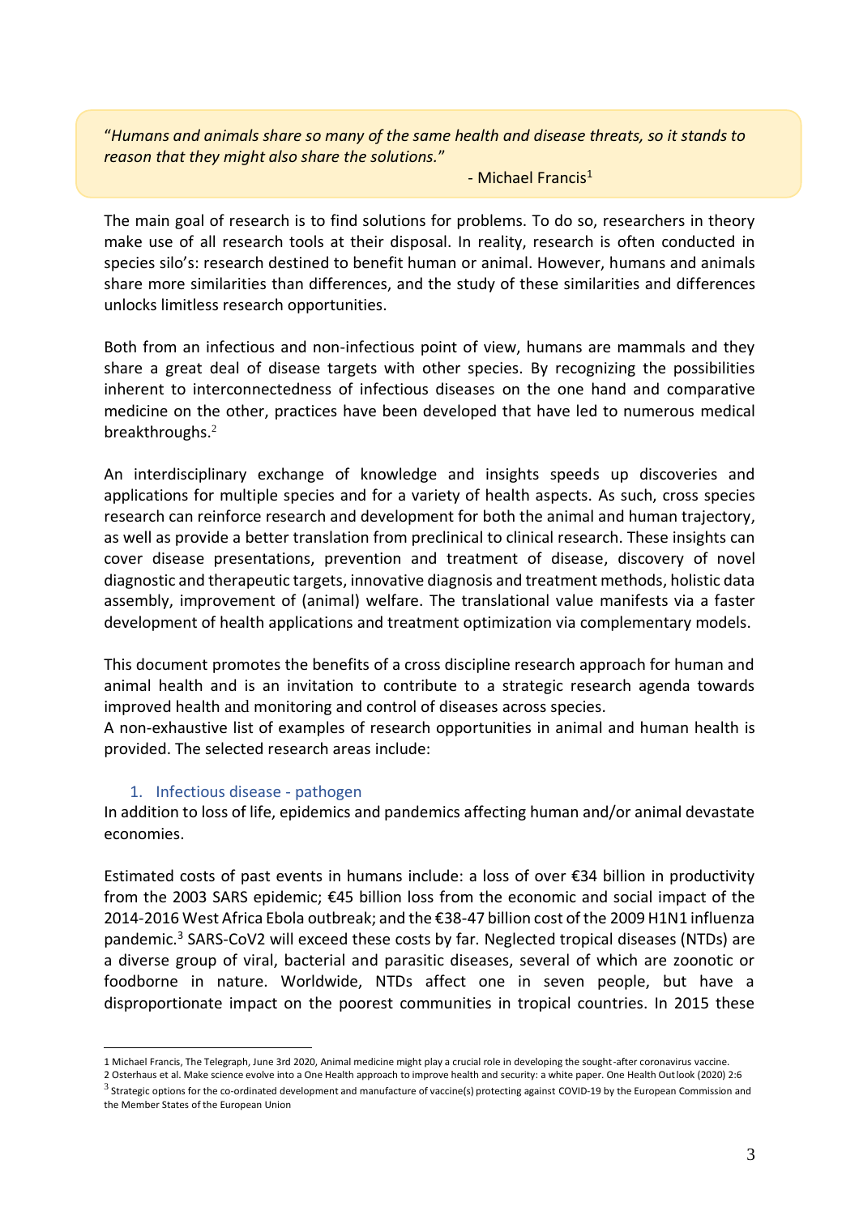> "*Humans and animals share so many of the same health and disease threats, so it stands to reason that they might also share the solutions.*"
>
> - Michael Francis[1]

The main goal of research is to find solutions for problems. To do so, researchers in theory make use of all research tools at their disposal. In reality, research is often conducted in species silo's: research destined to benefit human or animal. However, humans and animals share more similarities than differences, and the study of these similarities and differences unlocks limitless research opportunities.

Both from an infectious and non-infectious point of view, humans are mammals and they share a great deal of disease targets with other species. By recognizing the possibilities inherent to interconnectedness of infectious diseases on the one hand and comparative medicine on the other, practices have been developed that have led to numerous medical breakthroughs.[2]

An interdisciplinary exchange of knowledge and insights speeds up discoveries and applications for multiple species and for a variety of health aspects. As such, cross species research can reinforce research and development for both the animal and human trajectory, as well as provide a better translation from preclinical to clinical research. These insights can cover disease presentations, prevention and treatment of disease, discovery of novel diagnostic and therapeutic targets, innovative diagnosis and treatment methods, holistic data assembly, improvement of (animal) welfare. The translational value manifests via a faster development of health applications and treatment optimization via complementary models.

This document promotes the benefits of a cross discipline research approach for human and animal health and is an invitation to contribute to a strategic research agenda towards improved health and monitoring and control of diseases across species.
A non-exhaustive list of examples of research opportunities in animal and human health is provided. The selected research areas include:

## 1. Infectious disease - pathogen

In addition to loss of life, epidemics and pandemics affecting human and/or animal devastate economies.

Estimated costs of past events in humans include: a loss of over €34 billion in productivity from the 2003 SARS epidemic; €45 billion loss from the economic and social impact of the 2014-2016 West Africa Ebola outbreak; and the €38-47 billion cost of the 2009 H1N1 influenza pandemic.[3] SARS-CoV2 will exceed these costs by far. Neglected tropical diseases (NTDs) are a diverse group of viral, bacterial and parasitic diseases, several of which are zoonotic or foodborne in nature. Worldwide, NTDs affect one in seven people, but have a disproportionate impact on the poorest communities in tropical countries. In 2015 these

---

1 Michael Francis, The Telegraph, June 3rd 2020, Animal medicine might play a crucial role in developing the sought-after coronavirus vaccine.

2 Osterhaus et al. Make science evolve into a One Health approach to improve health and security: a white paper. One Health Outlook (2020) 2:6

3 Strategic options for the co-ordinated development and manufacture of vaccine(s) protecting against COVID-19 by the European Commission and the Member States of the European Union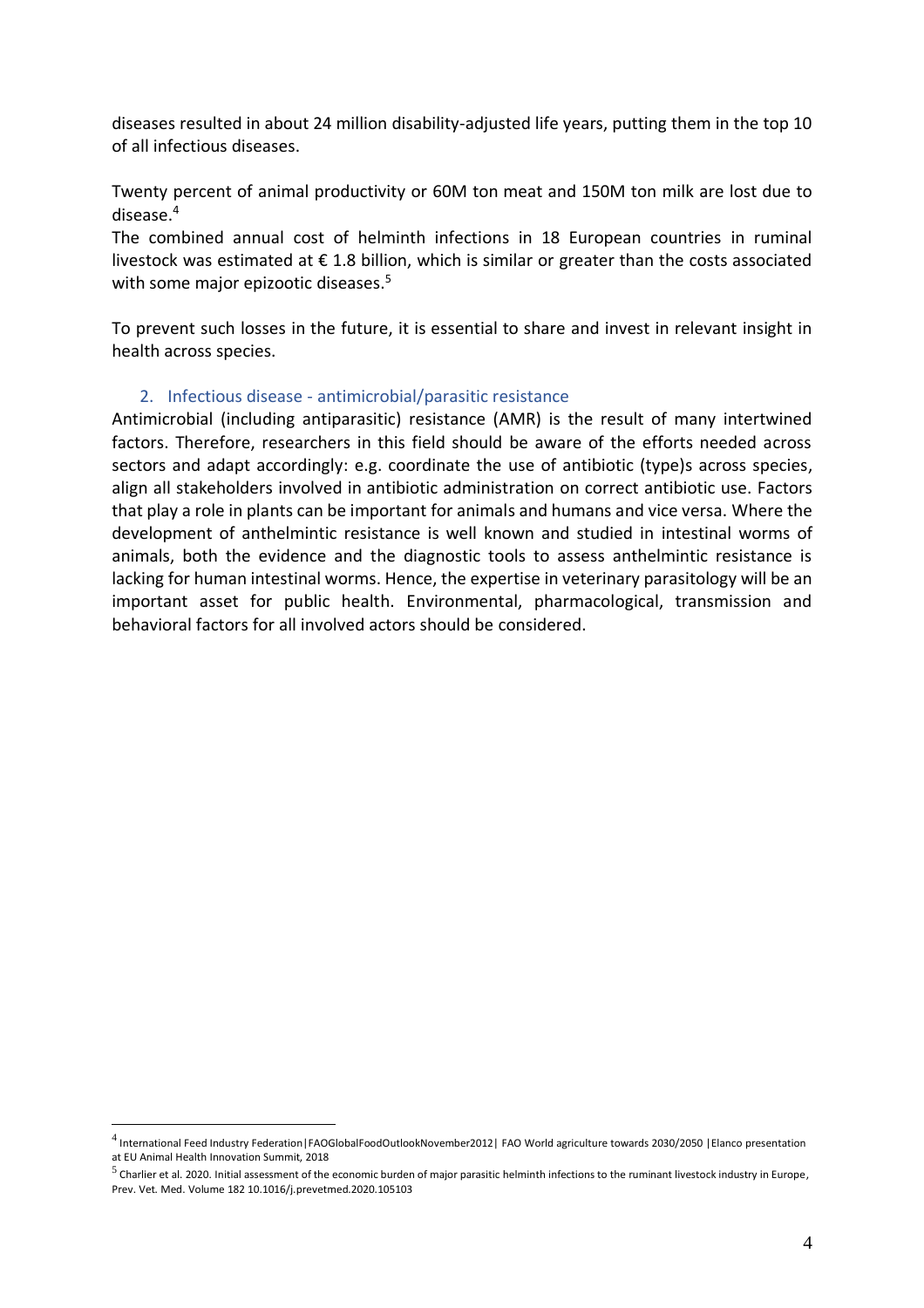diseases resulted in about 24 million disability-adjusted life years, putting them in the top 10 of all infectious diseases.

Twenty percent of animal productivity or 60M ton meat and 150M ton milk are lost due to disease.[4]

The combined annual cost of helminth infections in 18 European countries in ruminal livestock was estimated at € 1.8 billion, which is similar or greater than the costs associated with some major epizootic diseases.[5]

To prevent such losses in the future, it is essential to share and invest in relevant insight in health across species.

## 2. Infectious disease - antimicrobial/parasitic resistance

Antimicrobial (including antiparasitic) resistance (AMR) is the result of many intertwined factors. Therefore, researchers in this field should be aware of the efforts needed across sectors and adapt accordingly: e.g. coordinate the use of antibiotic (type)s across species, align all stakeholders involved in antibiotic administration on correct antibiotic use. Factors that play a role in plants can be important for animals and humans and vice versa. Where the development of anthelmintic resistance is well known and studied in intestinal worms of animals, both the evidence and the diagnostic tools to assess anthelmintic resistance is lacking for human intestinal worms. Hence, the expertise in veterinary parasitology will be an important asset for public health. Environmental, pharmacological, transmission and behavioral factors for all involved actors should be considered.

---

[4] International Feed Industry Federation|FAOGlobalFoodOutlookNovember2012| FAO World agriculture towards 2030/2050 |Elanco presentation at EU Animal Health Innovation Summit, 2018

[5] Charlier et al. 2020. Initial assessment of the economic burden of major parasitic helminth infections to the ruminant livestock industry in Europe, Prev. Vet. Med. Volume 182 10.1016/j.prevetmed.2020.105103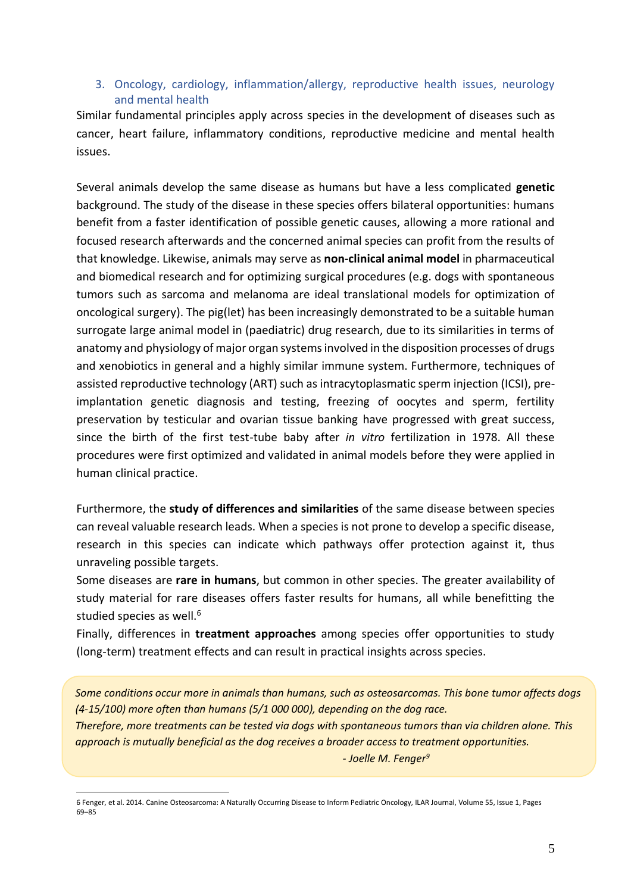### 3. Oncology, cardiology, inflammation/allergy, reproductive health issues, neurology and mental health

Similar fundamental principles apply across species in the development of diseases such as cancer, heart failure, inflammatory conditions, reproductive medicine and mental health issues.

Several animals develop the same disease as humans but have a less complicated **genetic** background. The study of the disease in these species offers bilateral opportunities: humans benefit from a faster identification of possible genetic causes, allowing a more rational and focused research afterwards and the concerned animal species can profit from the results of that knowledge. Likewise, animals may serve as **non-clinical animal model** in pharmaceutical and biomedical research and for optimizing surgical procedures (e.g. dogs with spontaneous tumors such as sarcoma and melanoma are ideal translational models for optimization of oncological surgery). The pig(let) has been increasingly demonstrated to be a suitable human surrogate large animal model in (paediatric) drug research, due to its similarities in terms of anatomy and physiology of major organ systems involved in the disposition processes of drugs and xenobiotics in general and a highly similar immune system. Furthermore, techniques of assisted reproductive technology (ART) such as intracytoplasmatic sperm injection (ICSI), pre-implantation genetic diagnosis and testing, freezing of oocytes and sperm, fertility preservation by testicular and ovarian tissue banking have progressed with great success, since the birth of the first test-tube baby after *in vitro* fertilization in 1978. All these procedures were first optimized and validated in animal models before they were applied in human clinical practice.

Furthermore, the **study of differences and similarities** of the same disease between species can reveal valuable research leads. When a species is not prone to develop a specific disease, research in this species can indicate which pathways offer protection against it, thus unraveling possible targets.

Some diseases are **rare in humans**, but common in other species. The greater availability of study material for rare diseases offers faster results for humans, all while benefitting the studied species as well.[6]

Finally, differences in **treatment approaches** among species offer opportunities to study (long-term) treatment effects and can result in practical insights across species.

> *Some conditions occur more in animals than humans, such as osteosarcomas. This bone tumor affects dogs (4-15/100) more often than humans (5/1 000 000), depending on the dog race.*
> *Therefore, more treatments can be tested via dogs with spontaneous tumors than via children alone. This approach is mutually beneficial as the dog receives a broader access to treatment opportunities.*
>
> *- Joelle M. Fenger[9]*

6 Fenger, et al. 2014. Canine Osteosarcoma: A Naturally Occurring Disease to Inform Pediatric Oncology, ILAR Journal, Volume 55, Issue 1, Pages 69–85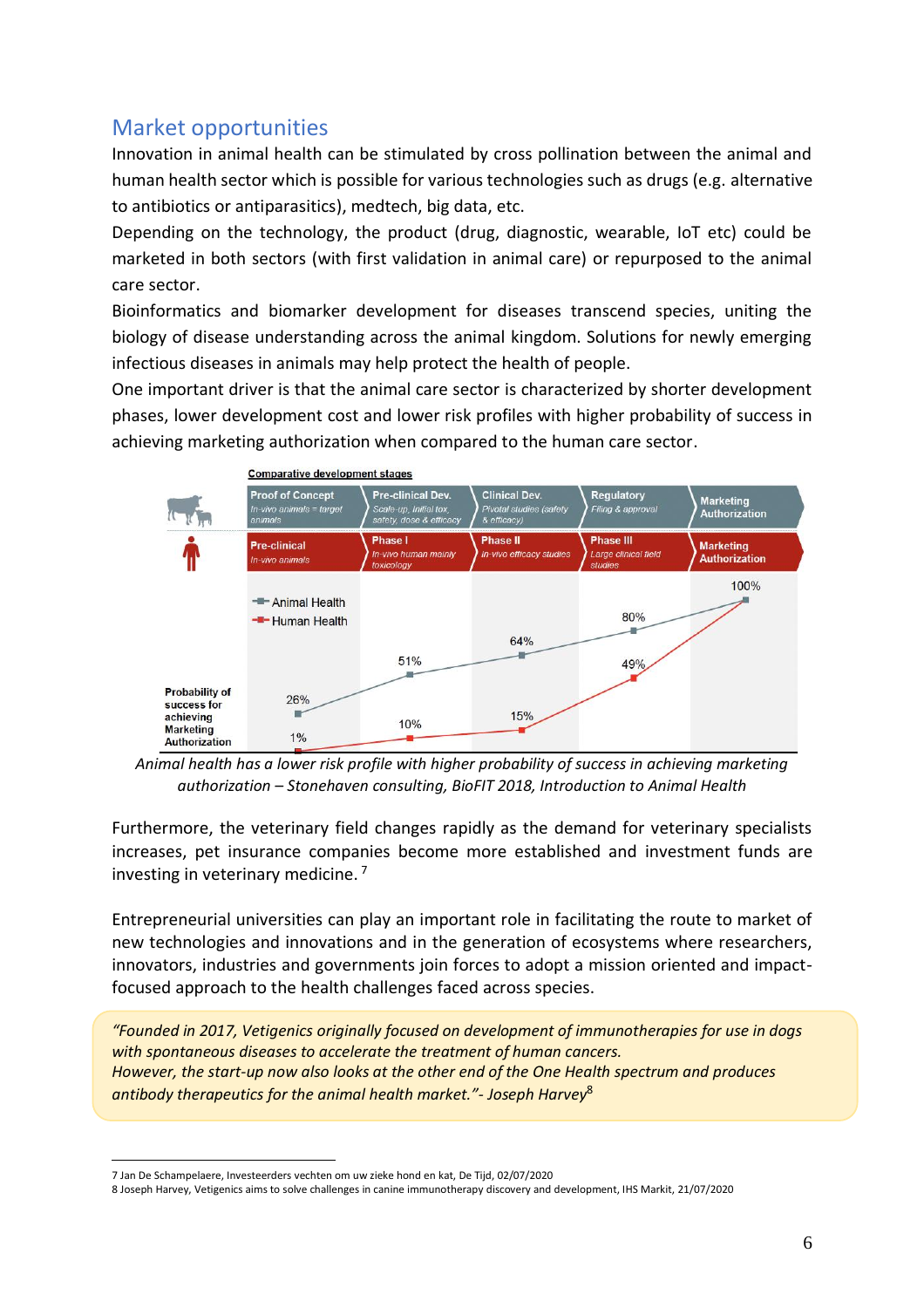## Market opportunities

Innovation in animal health can be stimulated by cross pollination between the animal and human health sector which is possible for various technologies such as drugs (e.g. alternative to antibiotics or antiparasitics), medtech, big data, etc.

Depending on the technology, the product (drug, diagnostic, wearable, IoT etc) could be marketed in both sectors (with first validation in animal care) or repurposed to the animal care sector.

Bioinformatics and biomarker development for diseases transcend species, uniting the biology of disease understanding across the animal kingdom. Solutions for newly emerging infectious diseases in animals may help protect the health of people.

One important driver is that the animal care sector is characterized by shorter development phases, lower development cost and lower risk profiles with higher probability of success in achieving marketing authorization when compared to the human care sector.

**Comparative development stages**

| | Stage 1 | Stage 2 | Stage 3 | Stage 4 | Stage 5 |
|---|---|---|---|---|---|
| Animal Health | Proof of Concept (In-vivo animals = target animals) | Pre-clinical Dev. (Scale-up, initial tox, safety, dose & efficacy) | Clinical Dev. (Pivotal studies (safety & efficacy)) | Regulatory (Filing & approval) | Marketing Authorization |
| Human Health | Pre-clinical (In-vivo animals) | Phase I (In-vivo human mainly toxicology) | Phase II (In-vivo efficacy studies) | Phase III (Large clinical field studies) | Marketing Authorization |
| Probability of success for achieving Marketing Authorization – Animal Health | 26% | 51% | 64% | 80% | 100% |
| Probability of success for achieving Marketing Authorization – Human Health | 1% | 10% | 15% | 49% | 100% |

*Animal health has a lower risk profile with higher probability of success in achieving marketing authorization – Stonehaven consulting, BioFIT 2018, Introduction to Animal Health*

Furthermore, the veterinary field changes rapidly as the demand for veterinary specialists increases, pet insurance companies become more established and investment funds are investing in veterinary medicine. [7]

Entrepreneurial universities can play an important role in facilitating the route to market of new technologies and innovations and in the generation of ecosystems where researchers, innovators, industries and governments join forces to adopt a mission oriented and impact-focused approach to the health challenges faced across species.

> *"Founded in 2017, Vetigenics originally focused on development of immunotherapies for use in dogs with spontaneous diseases to accelerate the treatment of human cancers.*
> *However, the start-up now also looks at the other end of the One Health spectrum and produces antibody therapeutics for the animal health market."- Joseph Harvey*[8]

---

7 Jan De Schampelaere, Investeerders vechten om uw zieke hond en kat, De Tijd, 02/07/2020

8 Joseph Harvey, Vetigenics aims to solve challenges in canine immunotherapy discovery and development, IHS Markit, 21/07/2020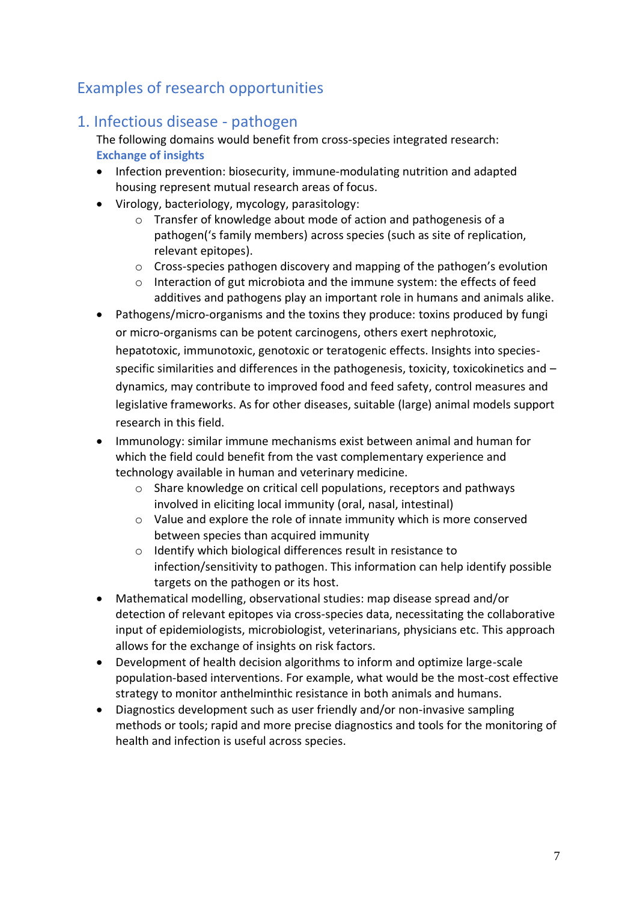## Examples of research opportunities

## 1. Infectious disease - pathogen

The following domains would benefit from cross-species integrated research:

**Exchange of insights**

- Infection prevention: biosecurity, immune-modulating nutrition and adapted housing represent mutual research areas of focus.
- Virology, bacteriology, mycology, parasitology:
  - Transfer of knowledge about mode of action and pathogenesis of a pathogen('s family members) across species (such as site of replication, relevant epitopes).
  - Cross-species pathogen discovery and mapping of the pathogen's evolution
  - Interaction of gut microbiota and the immune system: the effects of feed additives and pathogens play an important role in humans and animals alike.
- Pathogens/micro-organisms and the toxins they produce: toxins produced by fungi or micro-organisms can be potent carcinogens, others exert nephrotoxic, hepatotoxic, immunotoxic, genotoxic or teratogenic effects. Insights into species-specific similarities and differences in the pathogenesis, toxicity, toxicokinetics and –dynamics, may contribute to improved food and feed safety, control measures and legislative frameworks. As for other diseases, suitable (large) animal models support research in this field.
- Immunology: similar immune mechanisms exist between animal and human for which the field could benefit from the vast complementary experience and technology available in human and veterinary medicine.
  - Share knowledge on critical cell populations, receptors and pathways involved in eliciting local immunity (oral, nasal, intestinal)
  - Value and explore the role of innate immunity which is more conserved between species than acquired immunity
  - Identify which biological differences result in resistance to infection/sensitivity to pathogen. This information can help identify possible targets on the pathogen or its host.
- Mathematical modelling, observational studies: map disease spread and/or detection of relevant epitopes via cross-species data, necessitating the collaborative input of epidemiologists, microbiologist, veterinarians, physicians etc. This approach allows for the exchange of insights on risk factors.
- Development of health decision algorithms to inform and optimize large-scale population-based interventions. For example, what would be the most-cost effective strategy to monitor anthelminthic resistance in both animals and humans.
- Diagnostics development such as user friendly and/or non-invasive sampling methods or tools; rapid and more precise diagnostics and tools for the monitoring of health and infection is useful across species.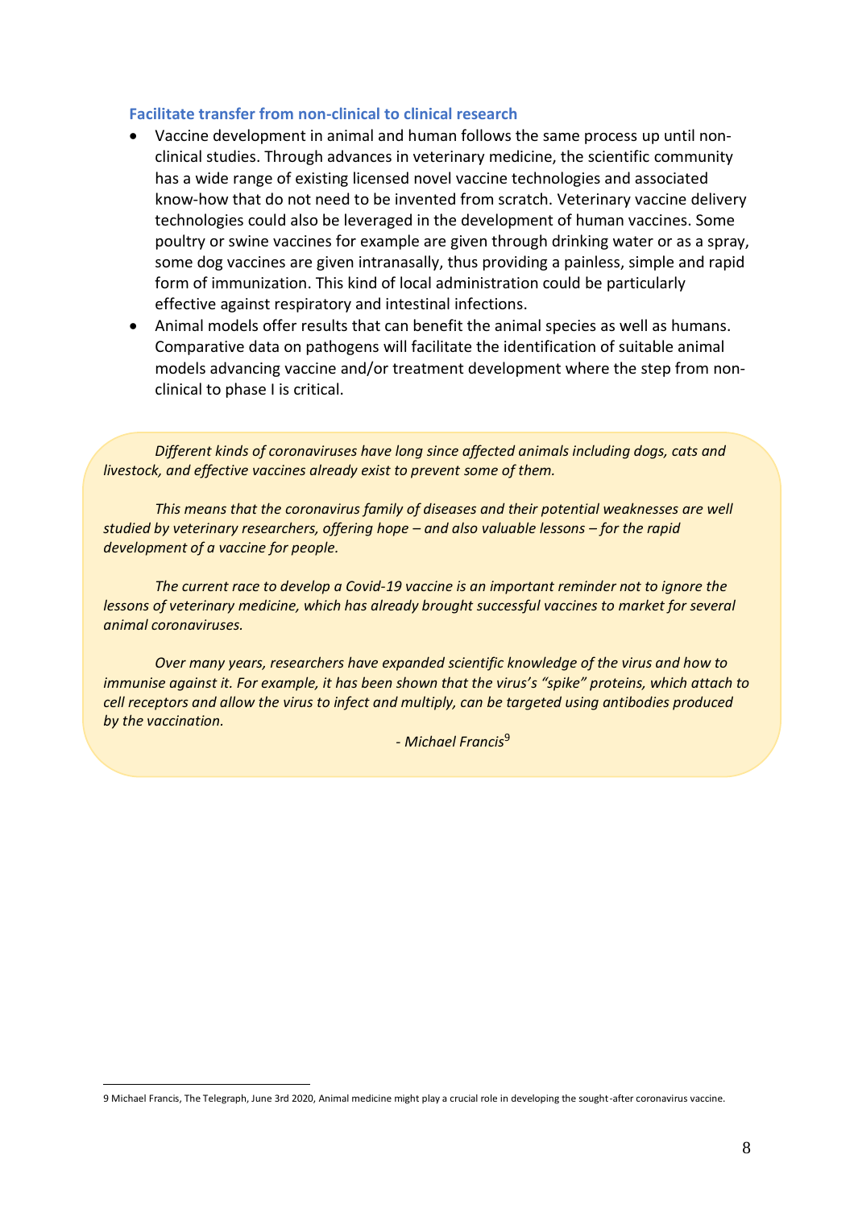### Facilitate transfer from non-clinical to clinical research

- Vaccine development in animal and human follows the same process up until non-clinical studies. Through advances in veterinary medicine, the scientific community has a wide range of existing licensed novel vaccine technologies and associated know-how that do not need to be invented from scratch. Veterinary vaccine delivery technologies could also be leveraged in the development of human vaccines. Some poultry or swine vaccines for example are given through drinking water or as a spray, some dog vaccines are given intranasally, thus providing a painless, simple and rapid form of immunization. This kind of local administration could be particularly effective against respiratory and intestinal infections.
- Animal models offer results that can benefit the animal species as well as humans. Comparative data on pathogens will facilitate the identification of suitable animal models advancing vaccine and/or treatment development where the step from non-clinical to phase I is critical.

> *Different kinds of coronaviruses have long since affected animals including dogs, cats and livestock, and effective vaccines already exist to prevent some of them.*
>
> *This means that the coronavirus family of diseases and their potential weaknesses are well studied by veterinary researchers, offering hope – and also valuable lessons – for the rapid development of a vaccine for people.*
>
> *The current race to develop a Covid-19 vaccine is an important reminder not to ignore the lessons of veterinary medicine, which has already brought successful vaccines to market for several animal coronaviruses.*
>
> *Over many years, researchers have expanded scientific knowledge of the virus and how to immunise against it. For example, it has been shown that the virus's "spike" proteins, which attach to cell receptors and allow the virus to infect and multiply, can be targeted using antibodies produced by the vaccination.*
>
> *- Michael Francis*[9]

[9] Michael Francis, The Telegraph, June 3rd 2020, Animal medicine might play a crucial role in developing the sought-after coronavirus vaccine.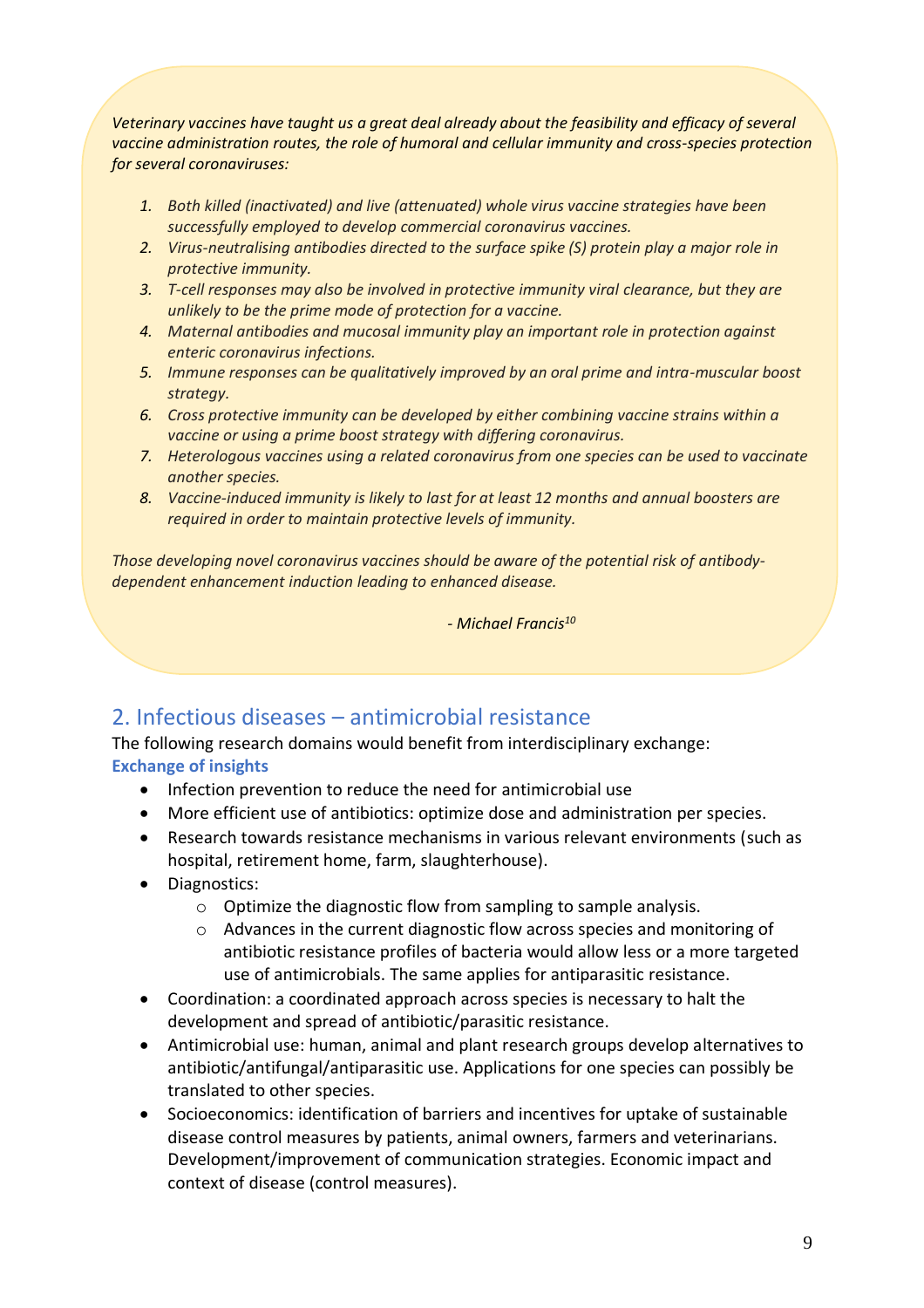*Veterinary vaccines have taught us a great deal already about the feasibility and efficacy of several vaccine administration routes, the role of humoral and cellular immunity and cross-species protection for several coronaviruses:*

1. *Both killed (inactivated) and live (attenuated) whole virus vaccine strategies have been successfully employed to develop commercial coronavirus vaccines.*
2. *Virus-neutralising antibodies directed to the surface spike (S) protein play a major role in protective immunity.*
3. *T-cell responses may also be involved in protective immunity viral clearance, but they are unlikely to be the prime mode of protection for a vaccine.*
4. *Maternal antibodies and mucosal immunity play an important role in protection against enteric coronavirus infections.*
5. *Immune responses can be qualitatively improved by an oral prime and intra-muscular boost strategy.*
6. *Cross protective immunity can be developed by either combining vaccine strains within a vaccine or using a prime boost strategy with differing coronavirus.*
7. *Heterologous vaccines using a related coronavirus from one species can be used to vaccinate another species.*
8. *Vaccine-induced immunity is likely to last for at least 12 months and annual boosters are required in order to maintain protective levels of immunity.*

*Those developing novel coronavirus vaccines should be aware of the potential risk of antibody-dependent enhancement induction leading to enhanced disease.*

*- Michael Francis[10]*

## 2. Infectious diseases – antimicrobial resistance

The following research domains would benefit from interdisciplinary exchange:

**Exchange of insights**

- Infection prevention to reduce the need for antimicrobial use
- More efficient use of antibiotics: optimize dose and administration per species.
- Research towards resistance mechanisms in various relevant environments (such as hospital, retirement home, farm, slaughterhouse).
- Diagnostics:
  - Optimize the diagnostic flow from sampling to sample analysis.
  - Advances in the current diagnostic flow across species and monitoring of antibiotic resistance profiles of bacteria would allow less or a more targeted use of antimicrobials. The same applies for antiparasitic resistance.
- Coordination: a coordinated approach across species is necessary to halt the development and spread of antibiotic/parasitic resistance.
- Antimicrobial use: human, animal and plant research groups develop alternatives to antibiotic/antifungal/antiparasitic use. Applications for one species can possibly be translated to other species.
- Socioeconomics: identification of barriers and incentives for uptake of sustainable disease control measures by patients, animal owners, farmers and veterinarians. Development/improvement of communication strategies. Economic impact and context of disease (control measures).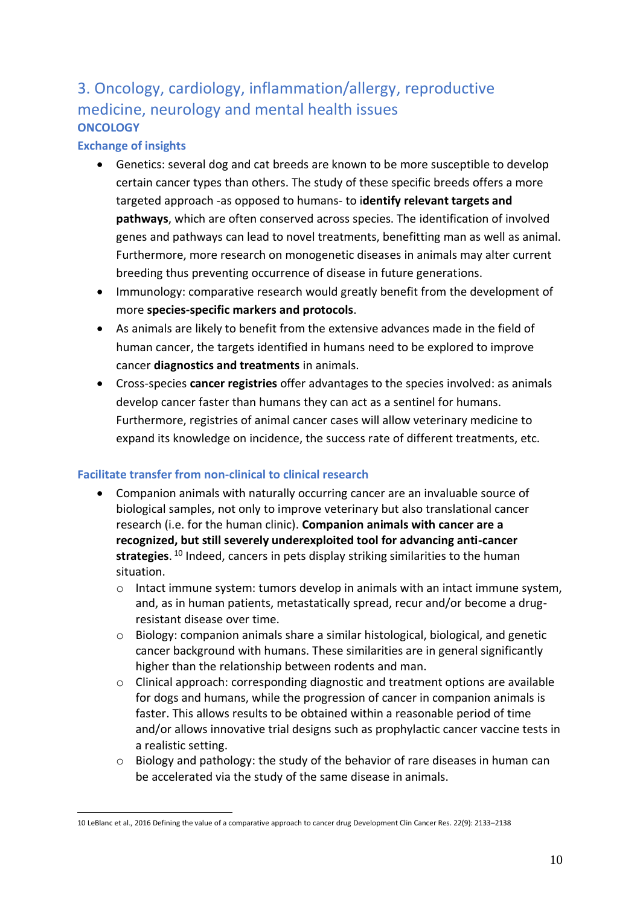## 3. Oncology, cardiology, inflammation/allergy, reproductive medicine, neurology and mental health issues

### ONCOLOGY

#### Exchange of insights

- Genetics: several dog and cat breeds are known to be more susceptible to develop certain cancer types than others. The study of these specific breeds offers a more targeted approach -as opposed to humans- to i**dentify relevant targets and pathways**, which are often conserved across species. The identification of involved genes and pathways can lead to novel treatments, benefitting man as well as animal. Furthermore, more research on monogenetic diseases in animals may alter current breeding thus preventing occurrence of disease in future generations.
- Immunology: comparative research would greatly benefit from the development of more **species-specific markers and protocols**.
- As animals are likely to benefit from the extensive advances made in the field of human cancer, the targets identified in humans need to be explored to improve cancer **diagnostics and treatments** in animals.
- Cross-species **cancer registries** offer advantages to the species involved: as animals develop cancer faster than humans they can act as a sentinel for humans. Furthermore, registries of animal cancer cases will allow veterinary medicine to expand its knowledge on incidence, the success rate of different treatments, etc.

#### Facilitate transfer from non-clinical to clinical research

- Companion animals with naturally occurring cancer are an invaluable source of biological samples, not only to improve veterinary but also translational cancer research (i.e. for the human clinic). **Companion animals with cancer are a recognized, but still severely underexploited tool for advancing anti-cancer strategies**. [10] Indeed, cancers in pets display striking similarities to the human situation.
  - Intact immune system: tumors develop in animals with an intact immune system, and, as in human patients, metastatically spread, recur and/or become a drug-resistant disease over time.
  - Biology: companion animals share a similar histological, biological, and genetic cancer background with humans. These similarities are in general significantly higher than the relationship between rodents and man.
  - Clinical approach: corresponding diagnostic and treatment options are available for dogs and humans, while the progression of cancer in companion animals is faster. This allows results to be obtained within a reasonable period of time and/or allows innovative trial designs such as prophylactic cancer vaccine tests in a realistic setting.
  - Biology and pathology: the study of the behavior of rare diseases in human can be accelerated via the study of the same disease in animals.

---

10 LeBlanc et al., 2016 Defining the value of a comparative approach to cancer drug Development Clin Cancer Res. 22(9): 2133–2138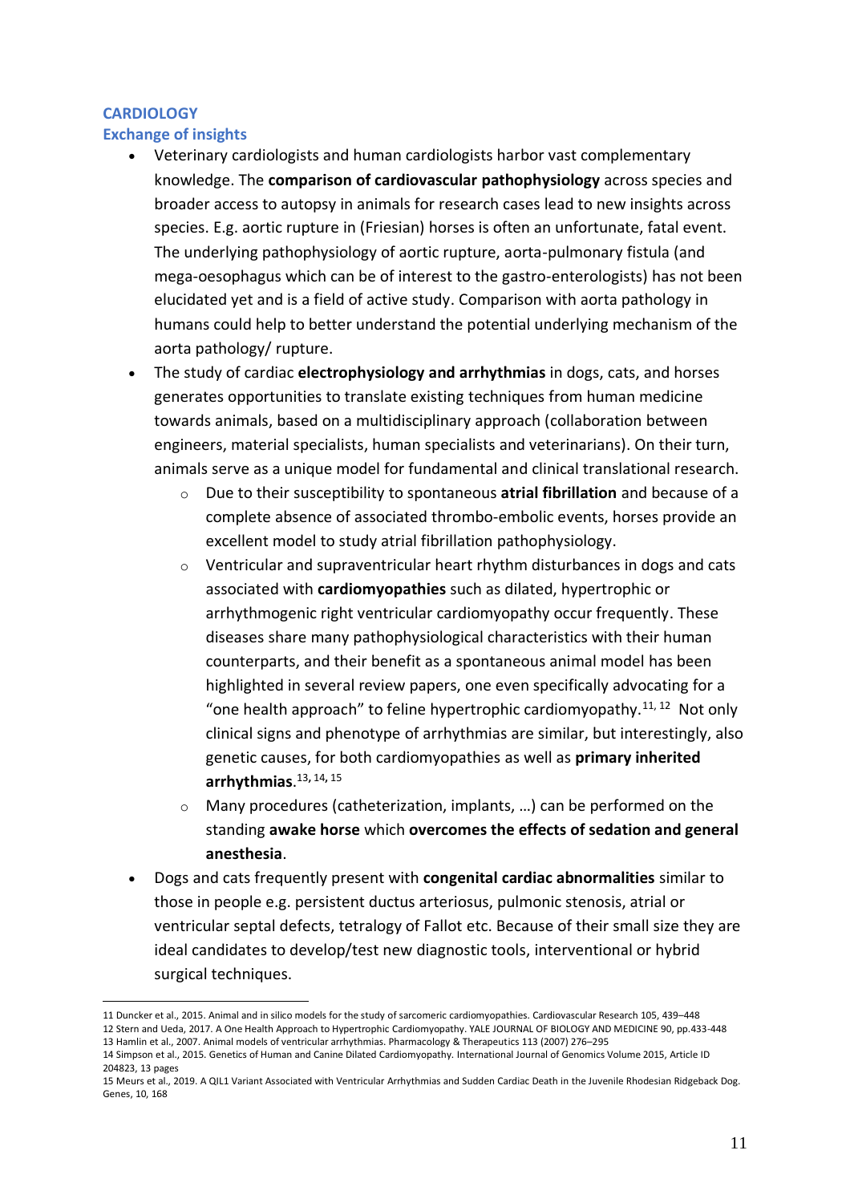## CARDIOLOGY

### Exchange of insights

- Veterinary cardiologists and human cardiologists harbor vast complementary knowledge. The **comparison of cardiovascular pathophysiology** across species and broader access to autopsy in animals for research cases lead to new insights across species. E.g. aortic rupture in (Friesian) horses is often an unfortunate, fatal event. The underlying pathophysiology of aortic rupture, aorta-pulmonary fistula (and mega-oesophagus which can be of interest to the gastro-enterologists) has not been elucidated yet and is a field of active study. Comparison with aorta pathology in humans could help to better understand the potential underlying mechanism of the aorta pathology/ rupture.
- The study of cardiac **electrophysiology and arrhythmias** in dogs, cats, and horses generates opportunities to translate existing techniques from human medicine towards animals, based on a multidisciplinary approach (collaboration between engineers, material specialists, human specialists and veterinarians). On their turn, animals serve as a unique model for fundamental and clinical translational research.
    - Due to their susceptibility to spontaneous **atrial fibrillation** and because of a complete absence of associated thrombo-embolic events, horses provide an excellent model to study atrial fibrillation pathophysiology.
    - Ventricular and supraventricular heart rhythm disturbances in dogs and cats associated with **cardiomyopathies** such as dilated, hypertrophic or arrhythmogenic right ventricular cardiomyopathy occur frequently. These diseases share many pathophysiological characteristics with their human counterparts, and their benefit as a spontaneous animal model has been highlighted in several review papers, one even specifically advocating for a "one health approach" to feline hypertrophic cardiomyopathy.[11, 12] Not only clinical signs and phenotype of arrhythmias are similar, but interestingly, also genetic causes, for both cardiomyopathies as well as **primary inherited arrhythmias**.[13, 14, 15]
    - Many procedures (catheterization, implants, …) can be performed on the standing **awake horse** which **overcomes the effects of sedation and general anesthesia**.
- Dogs and cats frequently present with **congenital cardiac abnormalities** similar to those in people e.g. persistent ductus arteriosus, pulmonic stenosis, atrial or ventricular septal defects, tetralogy of Fallot etc. Because of their small size they are ideal candidates to develop/test new diagnostic tools, interventional or hybrid surgical techniques.

---

11 Duncker et al., 2015. Animal and in silico models for the study of sarcomeric cardiomyopathies. Cardiovascular Research 105, 439–448

12 Stern and Ueda, 2017. A One Health Approach to Hypertrophic Cardiomyopathy. YALE JOURNAL OF BIOLOGY AND MEDICINE 90, pp.433-448

13 Hamlin et al., 2007. Animal models of ventricular arrhythmias. Pharmacology & Therapeutics 113 (2007) 276–295

14 Simpson et al., 2015. Genetics of Human and Canine Dilated Cardiomyopathy. International Journal of Genomics Volume 2015, Article ID 204823, 13 pages

15 Meurs et al., 2019. A QIL1 Variant Associated with Ventricular Arrhythmias and Sudden Cardiac Death in the Juvenile Rhodesian Ridgeback Dog. Genes, 10, 168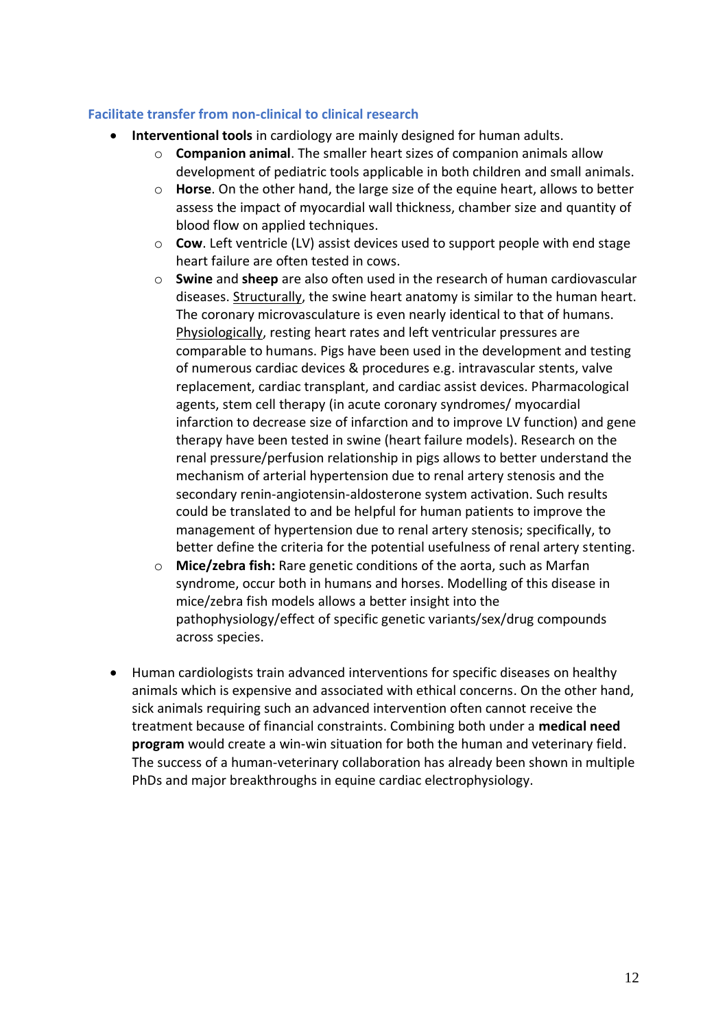### Facilitate transfer from non-clinical to clinical research

- **Interventional tools** in cardiology are mainly designed for human adults.
  - **Companion animal**. The smaller heart sizes of companion animals allow development of pediatric tools applicable in both children and small animals.
  - **Horse**. On the other hand, the large size of the equine heart, allows to better assess the impact of myocardial wall thickness, chamber size and quantity of blood flow on applied techniques.
  - **Cow**. Left ventricle (LV) assist devices used to support people with end stage heart failure are often tested in cows.
  - **Swine** and **sheep** are also often used in the research of human cardiovascular diseases. <u>Structurally</u>, the swine heart anatomy is similar to the human heart. The coronary microvasculature is even nearly identical to that of humans. <u>Physiologically</u>, resting heart rates and left ventricular pressures are comparable to humans. Pigs have been used in the development and testing of numerous cardiac devices & procedures e.g. intravascular stents, valve replacement, cardiac transplant, and cardiac assist devices. Pharmacological agents, stem cell therapy (in acute coronary syndromes/ myocardial infarction to decrease size of infarction and to improve LV function) and gene therapy have been tested in swine (heart failure models). Research on the renal pressure/perfusion relationship in pigs allows to better understand the mechanism of arterial hypertension due to renal artery stenosis and the secondary renin-angiotensin-aldosterone system activation. Such results could be translated to and be helpful for human patients to improve the management of hypertension due to renal artery stenosis; specifically, to better define the criteria for the potential usefulness of renal artery stenting.
  - **Mice/zebra fish:** Rare genetic conditions of the aorta, such as Marfan syndrome, occur both in humans and horses. Modelling of this disease in mice/zebra fish models allows a better insight into the pathophysiology/effect of specific genetic variants/sex/drug compounds across species.

- Human cardiologists train advanced interventions for specific diseases on healthy animals which is expensive and associated with ethical concerns. On the other hand, sick animals requiring such an advanced intervention often cannot receive the treatment because of financial constraints. Combining both under a **medical need program** would create a win-win situation for both the human and veterinary field. The success of a human-veterinary collaboration has already been shown in multiple PhDs and major breakthroughs in equine cardiac electrophysiology.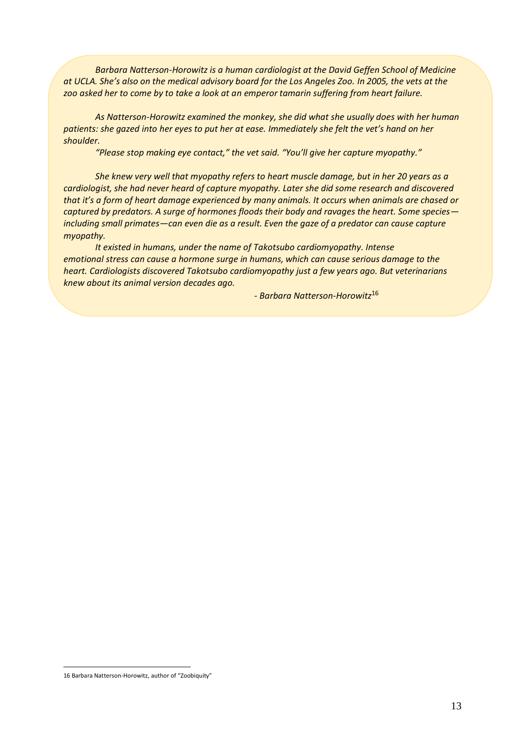*Barbara Natterson-Horowitz is a human cardiologist at the David Geffen School of Medicine at UCLA. She's also on the medical advisory board for the Los Angeles Zoo. In 2005, the vets at the zoo asked her to come by to take a look at an emperor tamarin suffering from heart failure.*

*As Natterson-Horowitz examined the monkey, she did what she usually does with her human patients: she gazed into her eyes to put her at ease. Immediately she felt the vet's hand on her shoulder.*

*"Please stop making eye contact," the vet said. "You'll give her capture myopathy."*

*She knew very well that myopathy refers to heart muscle damage, but in her 20 years as a cardiologist, she had never heard of capture myopathy. Later she did some research and discovered that it's a form of heart damage experienced by many animals. It occurs when animals are chased or captured by predators. A surge of hormones floods their body and ravages the heart. Some species—including small primates—can even die as a result. Even the gaze of a predator can cause capture myopathy.*

*It existed in humans, under the name of Takotsubo cardiomyopathy. Intense emotional stress can cause a hormone surge in humans, which can cause serious damage to the heart. Cardiologists discovered Takotsubo cardiomyopathy just a few years ago. But veterinarians knew about its animal version decades ago.*

*- Barbara Natterson-Horowitz*[16]

---

16 Barbara Natterson-Horowitz, author of "Zoobiquity"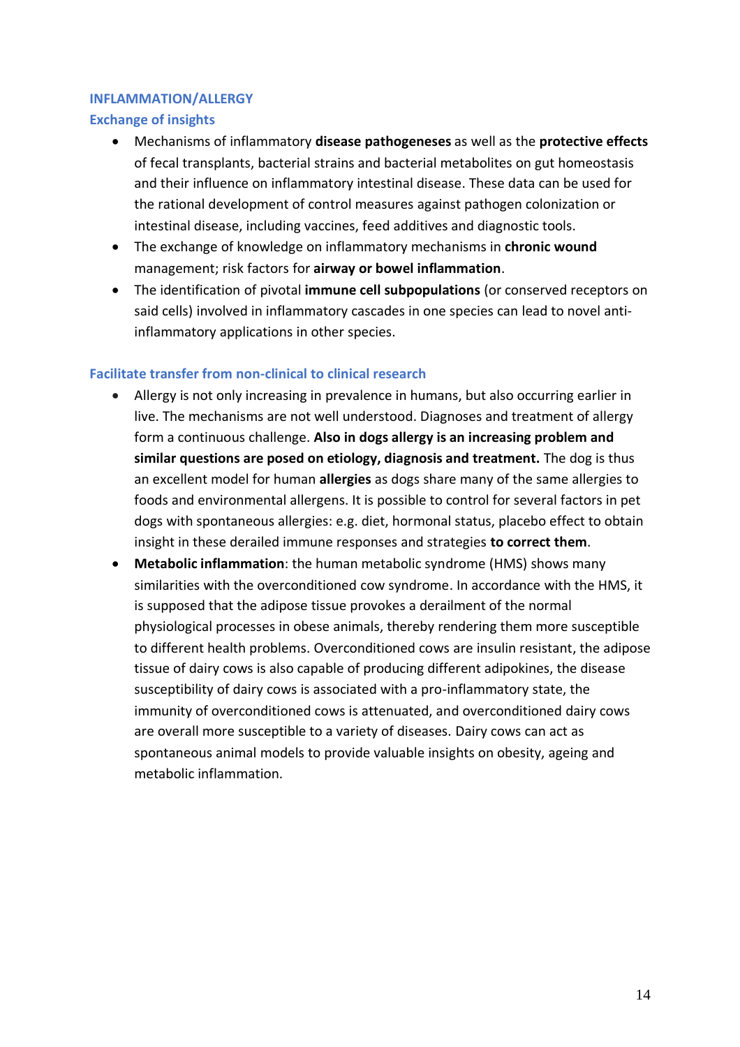## INFLAMMATION/ALLERGY

### Exchange of insights

- Mechanisms of inflammatory **disease pathogeneses** as well as the **protective effects** of fecal transplants, bacterial strains and bacterial metabolites on gut homeostasis and their influence on inflammatory intestinal disease. These data can be used for the rational development of control measures against pathogen colonization or intestinal disease, including vaccines, feed additives and diagnostic tools.
- The exchange of knowledge on inflammatory mechanisms in **chronic wound** management; risk factors for **airway or bowel inflammation**.
- The identification of pivotal **immune cell subpopulations** (or conserved receptors on said cells) involved in inflammatory cascades in one species can lead to novel anti-inflammatory applications in other species.

### Facilitate transfer from non-clinical to clinical research

- Allergy is not only increasing in prevalence in humans, but also occurring earlier in live. The mechanisms are not well understood. Diagnoses and treatment of allergy form a continuous challenge. **Also in dogs allergy is an increasing problem and similar questions are posed on etiology, diagnosis and treatment.** The dog is thus an excellent model for human **allergies** as dogs share many of the same allergies to foods and environmental allergens. It is possible to control for several factors in pet dogs with spontaneous allergies: e.g. diet, hormonal status, placebo effect to obtain insight in these derailed immune responses and strategies **to correct them**.
- **Metabolic inflammation**: the human metabolic syndrome (HMS) shows many similarities with the overconditioned cow syndrome. In accordance with the HMS, it is supposed that the adipose tissue provokes a derailment of the normal physiological processes in obese animals, thereby rendering them more susceptible to different health problems. Overconditioned cows are insulin resistant, the adipose tissue of dairy cows is also capable of producing different adipokines, the disease susceptibility of dairy cows is associated with a pro-inflammatory state, the immunity of overconditioned cows is attenuated, and overconditioned dairy cows are overall more susceptible to a variety of diseases. Dairy cows can act as spontaneous animal models to provide valuable insights on obesity, ageing and metabolic inflammation.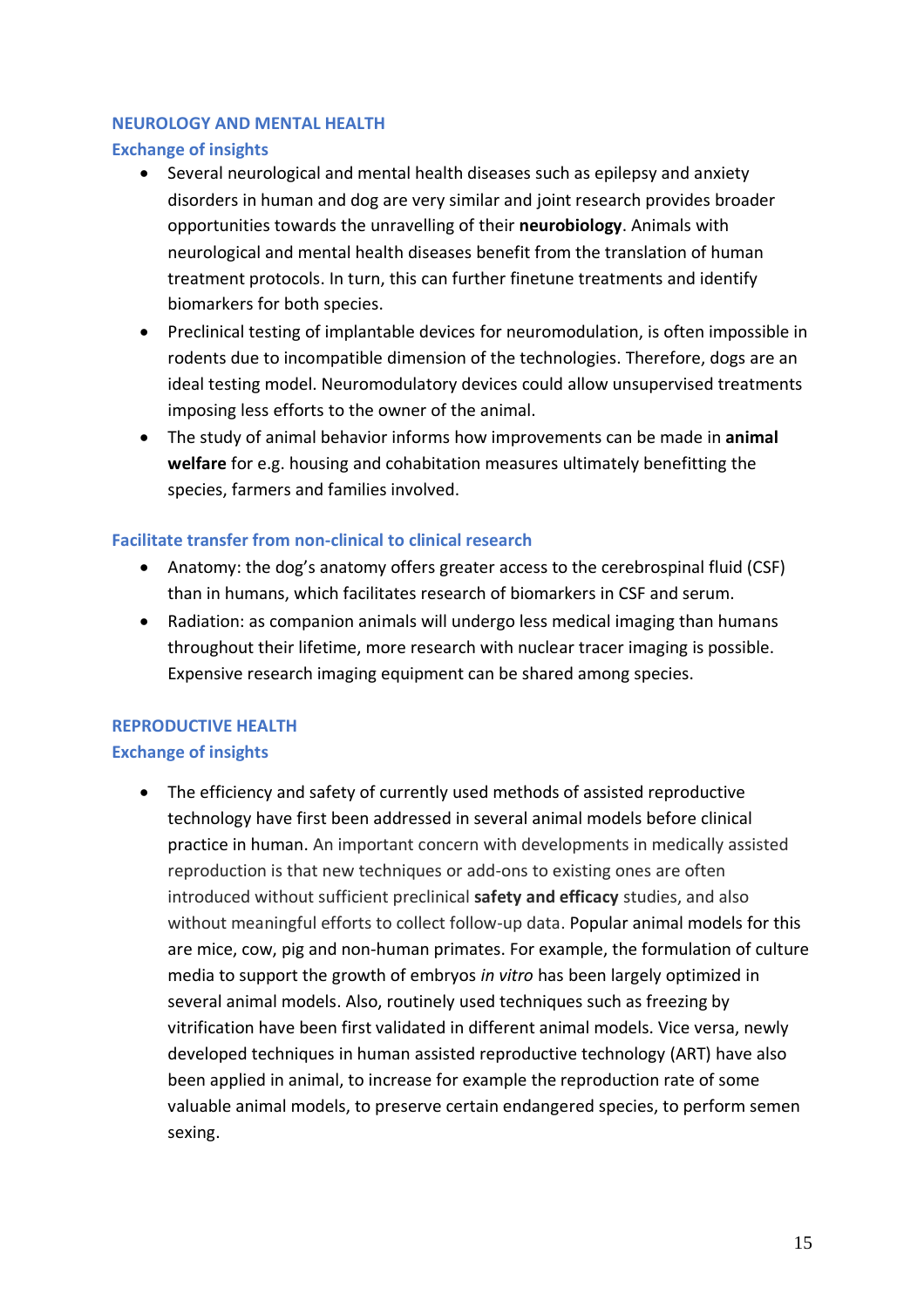## NEUROLOGY AND MENTAL HEALTH

### Exchange of insights

- Several neurological and mental health diseases such as epilepsy and anxiety disorders in human and dog are very similar and joint research provides broader opportunities towards the unravelling of their **neurobiology**. Animals with neurological and mental health diseases benefit from the translation of human treatment protocols. In turn, this can further finetune treatments and identify biomarkers for both species.
- Preclinical testing of implantable devices for neuromodulation, is often impossible in rodents due to incompatible dimension of the technologies. Therefore, dogs are an ideal testing model. Neuromodulatory devices could allow unsupervised treatments imposing less efforts to the owner of the animal.
- The study of animal behavior informs how improvements can be made in **animal welfare** for e.g. housing and cohabitation measures ultimately benefitting the species, farmers and families involved.

### Facilitate transfer from non-clinical to clinical research

- Anatomy: the dog's anatomy offers greater access to the cerebrospinal fluid (CSF) than in humans, which facilitates research of biomarkers in CSF and serum.
- Radiation: as companion animals will undergo less medical imaging than humans throughout their lifetime, more research with nuclear tracer imaging is possible. Expensive research imaging equipment can be shared among species.

## REPRODUCTIVE HEALTH

### Exchange of insights

- The efficiency and safety of currently used methods of assisted reproductive technology have first been addressed in several animal models before clinical practice in human. An important concern with developments in medically assisted reproduction is that new techniques or add-ons to existing ones are often introduced without sufficient preclinical **safety and efficacy** studies, and also without meaningful efforts to collect follow-up data. Popular animal models for this are mice, cow, pig and non-human primates. For example, the formulation of culture media to support the growth of embryos *in vitro* has been largely optimized in several animal models. Also, routinely used techniques such as freezing by vitrification have been first validated in different animal models. Vice versa, newly developed techniques in human assisted reproductive technology (ART) have also been applied in animal, to increase for example the reproduction rate of some valuable animal models, to preserve certain endangered species, to perform semen sexing.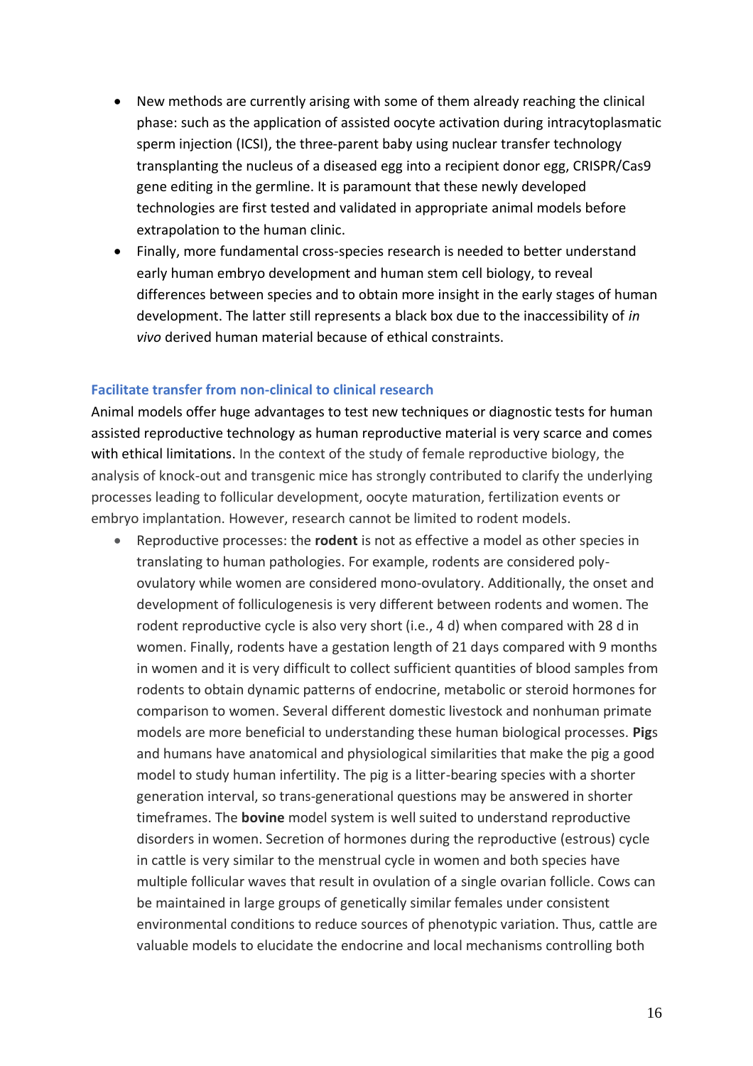- New methods are currently arising with some of them already reaching the clinical phase: such as the application of assisted oocyte activation during intracytoplasmatic sperm injection (ICSI), the three-parent baby using nuclear transfer technology transplanting the nucleus of a diseased egg into a recipient donor egg, CRISPR/Cas9 gene editing in the germline. It is paramount that these newly developed technologies are first tested and validated in appropriate animal models before extrapolation to the human clinic.
- Finally, more fundamental cross-species research is needed to better understand early human embryo development and human stem cell biology, to reveal differences between species and to obtain more insight in the early stages of human development. The latter still represents a black box due to the inaccessibility of *in vivo* derived human material because of ethical constraints.

### Facilitate transfer from non-clinical to clinical research

Animal models offer huge advantages to test new techniques or diagnostic tests for human assisted reproductive technology as human reproductive material is very scarce and comes with ethical limitations. In the context of the study of female reproductive biology, the analysis of knock-out and transgenic mice has strongly contributed to clarify the underlying processes leading to follicular development, oocyte maturation, fertilization events or embryo implantation. However, research cannot be limited to rodent models.

- Reproductive processes: the **rodent** is not as effective a model as other species in translating to human pathologies. For example, rodents are considered poly-ovulatory while women are considered mono-ovulatory. Additionally, the onset and development of folliculogenesis is very different between rodents and women. The rodent reproductive cycle is also very short (i.e., 4 d) when compared with 28 d in women. Finally, rodents have a gestation length of 21 days compared with 9 months in women and it is very difficult to collect sufficient quantities of blood samples from rodents to obtain dynamic patterns of endocrine, metabolic or steroid hormones for comparison to women. Several different domestic livestock and nonhuman primate models are more beneficial to understanding these human biological processes. **Pig**s and humans have anatomical and physiological similarities that make the pig a good model to study human infertility. The pig is a litter-bearing species with a shorter generation interval, so trans-generational questions may be answered in shorter timeframes. The **bovine** model system is well suited to understand reproductive disorders in women. Secretion of hormones during the reproductive (estrous) cycle in cattle is very similar to the menstrual cycle in women and both species have multiple follicular waves that result in ovulation of a single ovarian follicle. Cows can be maintained in large groups of genetically similar females under consistent environmental conditions to reduce sources of phenotypic variation. Thus, cattle are valuable models to elucidate the endocrine and local mechanisms controlling both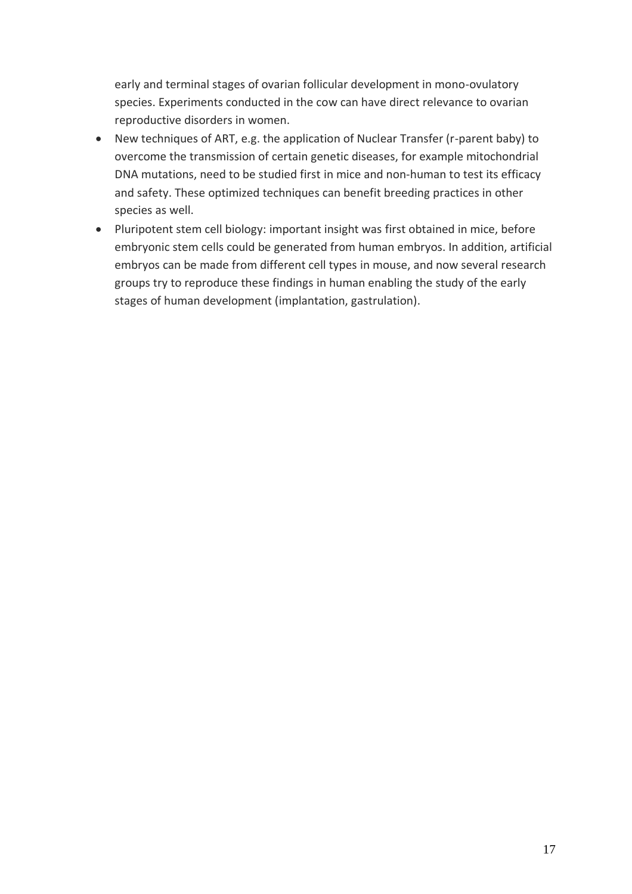early and terminal stages of ovarian follicular development in mono-ovulatory species. Experiments conducted in the cow can have direct relevance to ovarian reproductive disorders in women.

- New techniques of ART, e.g. the application of Nuclear Transfer (r-parent baby) to overcome the transmission of certain genetic diseases, for example mitochondrial DNA mutations, need to be studied first in mice and non-human to test its efficacy and safety. These optimized techniques can benefit breeding practices in other species as well.
- Pluripotent stem cell biology: important insight was first obtained in mice, before embryonic stem cells could be generated from human embryos. In addition, artificial embryos can be made from different cell types in mouse, and now several research groups try to reproduce these findings in human enabling the study of the early stages of human development (implantation, gastrulation).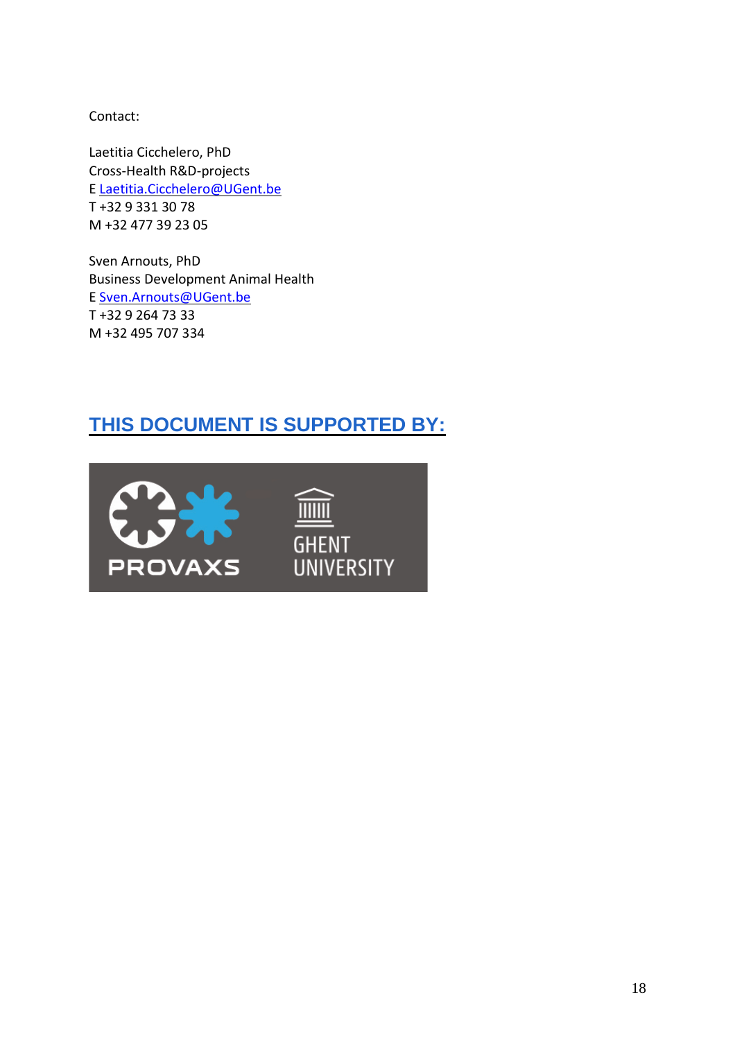Contact:

Laetitia Cicchelero, PhD
Cross-Health R&D-projects
E Laetitia.Cicchelero@UGent.be
T +32 9 331 30 78
M +32 477 39 23 05

Sven Arnouts, PhD
Business Development Animal Health
E Sven.Arnouts@UGent.be
T +32 9 264 73 33
M +32 495 707 334

## THIS DOCUMENT IS SUPPORTED BY:

PROVAXS

GHENT UNIVERSITY